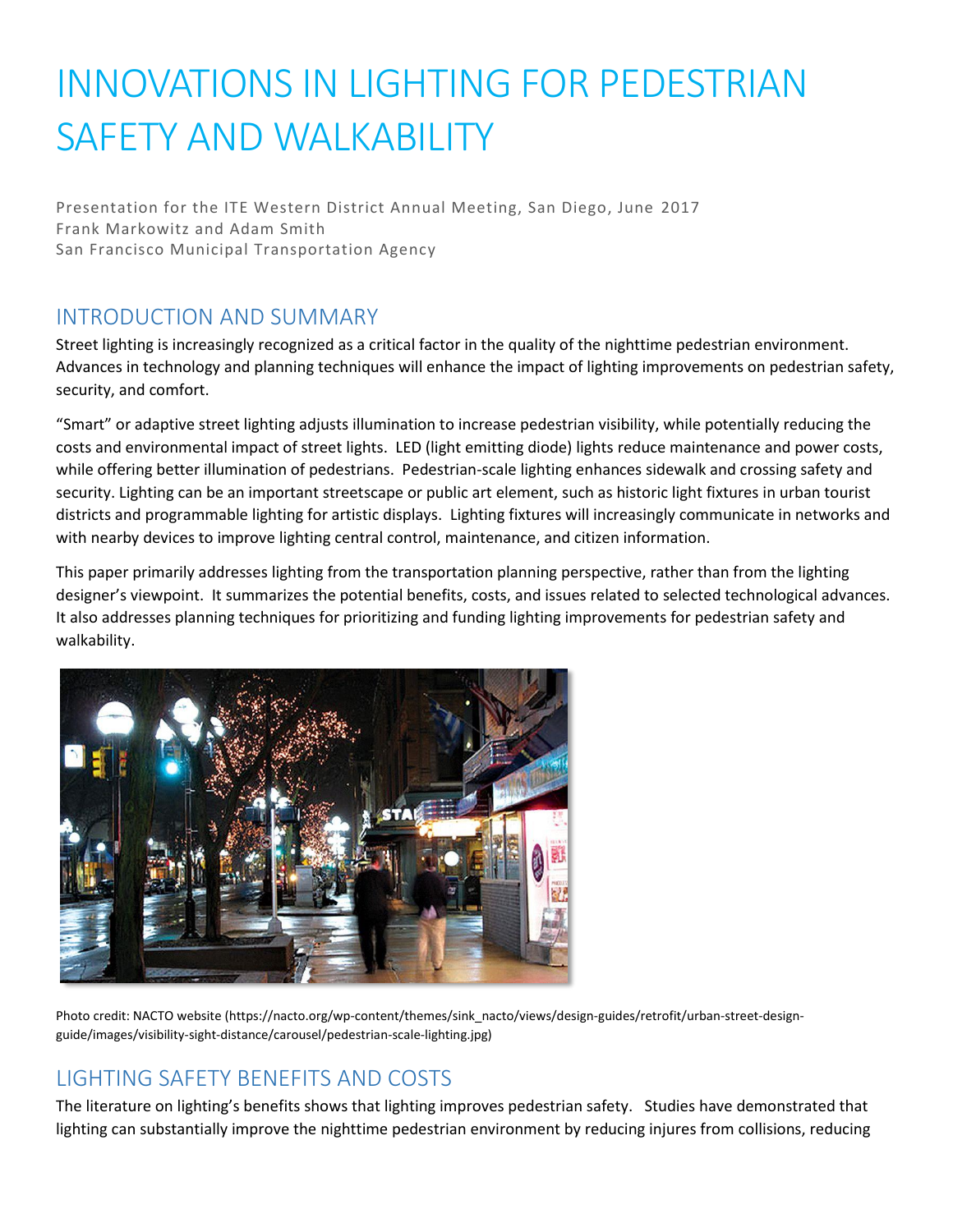# INNOVATIONS IN LIGHTING FOR PEDESTRIAN SAFETY AND WALKABILITY

Presentation for the ITE Western District Annual Meeting, San Diego, June 2017
Frank Markowitz and Adam Smith
San Francisco Municipal Transportation Agency

## INTRODUCTION AND SUMMARY

Street lighting is increasingly recognized as a critical factor in the quality of the nighttime pedestrian environment. Advances in technology and planning techniques will enhance the impact of lighting improvements on pedestrian safety, security, and comfort.

"Smart" or adaptive street lighting adjusts illumination to increase pedestrian visibility, while potentially reducing the costs and environmental impact of street lights. LED (light emitting diode) lights reduce maintenance and power costs, while offering better illumination of pedestrians. Pedestrian-scale lighting enhances sidewalk and crossing safety and security. Lighting can be an important streetscape or public art element, such as historic light fixtures in urban tourist districts and programmable lighting for artistic displays. Lighting fixtures will increasingly communicate in networks and with nearby devices to improve lighting central control, maintenance, and citizen information.

This paper primarily addresses lighting from the transportation planning perspective, rather than from the lighting designer's viewpoint. It summarizes the potential benefits, costs, and issues related to selected technological advances. It also addresses planning techniques for prioritizing and funding lighting improvements for pedestrian safety and walkability.

Photo credit: NACTO website (https://nacto.org/wp-content/themes/sink_nacto/views/design-guides/retrofit/urban-street-design-guide/images/visibility-sight-distance/carousel/pedestrian-scale-lighting.jpg)

## LIGHTING SAFETY BENEFITS AND COSTS

The literature on lighting's benefits shows that lighting improves pedestrian safety. Studies have demonstrated that lighting can substantially improve the nighttime pedestrian environment by reducing injures from collisions, reducing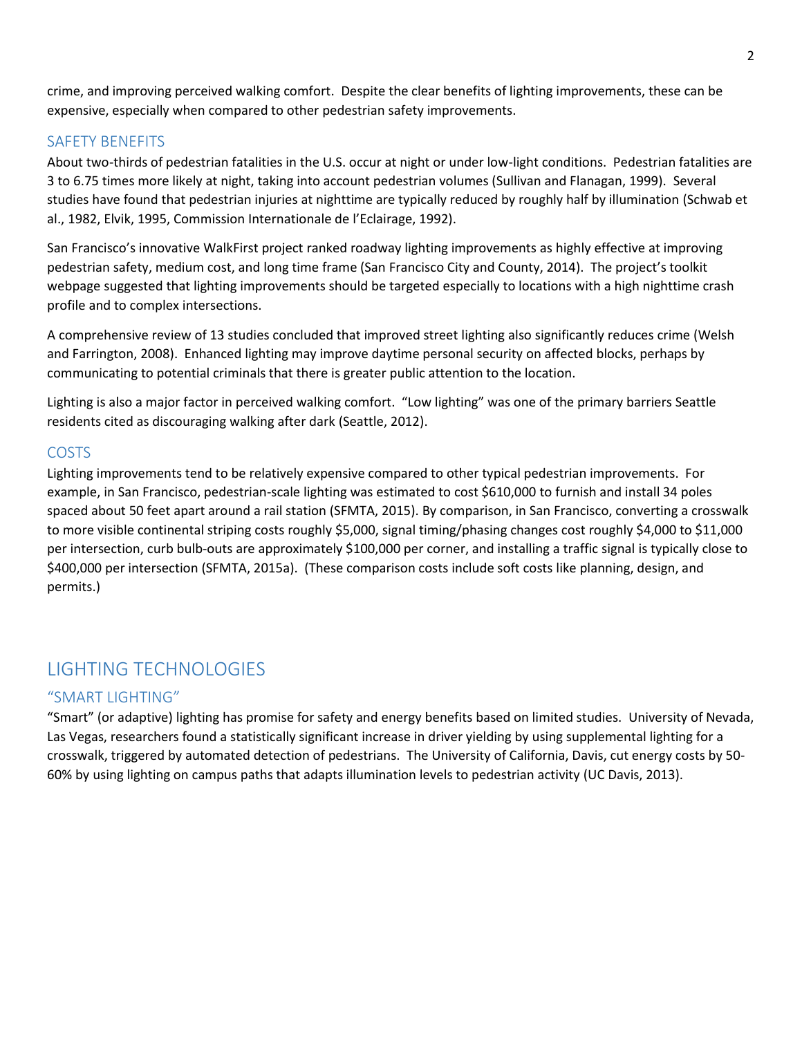crime, and improving perceived walking comfort. Despite the clear benefits of lighting improvements, these can be expensive, especially when compared to other pedestrian safety improvements.

### SAFETY BENEFITS

About two-thirds of pedestrian fatalities in the U.S. occur at night or under low-light conditions. Pedestrian fatalities are 3 to 6.75 times more likely at night, taking into account pedestrian volumes (Sullivan and Flanagan, 1999). Several studies have found that pedestrian injuries at nighttime are typically reduced by roughly half by illumination (Schwab et al., 1982, Elvik, 1995, Commission Internationale de l'Eclairage, 1992).

San Francisco's innovative WalkFirst project ranked roadway lighting improvements as highly effective at improving pedestrian safety, medium cost, and long time frame (San Francisco City and County, 2014). The project's toolkit webpage suggested that lighting improvements should be targeted especially to locations with a high nighttime crash profile and to complex intersections.

A comprehensive review of 13 studies concluded that improved street lighting also significantly reduces crime (Welsh and Farrington, 2008). Enhanced lighting may improve daytime personal security on affected blocks, perhaps by communicating to potential criminals that there is greater public attention to the location.

Lighting is also a major factor in perceived walking comfort. "Low lighting" was one of the primary barriers Seattle residents cited as discouraging walking after dark (Seattle, 2012).

### COSTS

Lighting improvements tend to be relatively expensive compared to other typical pedestrian improvements. For example, in San Francisco, pedestrian-scale lighting was estimated to cost $610,000 to furnish and install 34 poles spaced about 50 feet apart around a rail station (SFMTA, 2015). By comparison, in San Francisco, converting a crosswalk to more visible continental striping costs roughly $5,000, signal timing/phasing changes cost roughly $4,000 to $11,000 per intersection, curb bulb-outs are approximately $100,000 per corner, and installing a traffic signal is typically close to $400,000 per intersection (SFMTA, 2015a). (These comparison costs include soft costs like planning, design, and permits.)

## LIGHTING TECHNOLOGIES

### "SMART LIGHTING"

"Smart" (or adaptive) lighting has promise for safety and energy benefits based on limited studies. University of Nevada, Las Vegas, researchers found a statistically significant increase in driver yielding by using supplemental lighting for a crosswalk, triggered by automated detection of pedestrians. The University of California, Davis, cut energy costs by 50-60% by using lighting on campus paths that adapts illumination levels to pedestrian activity (UC Davis, 2013).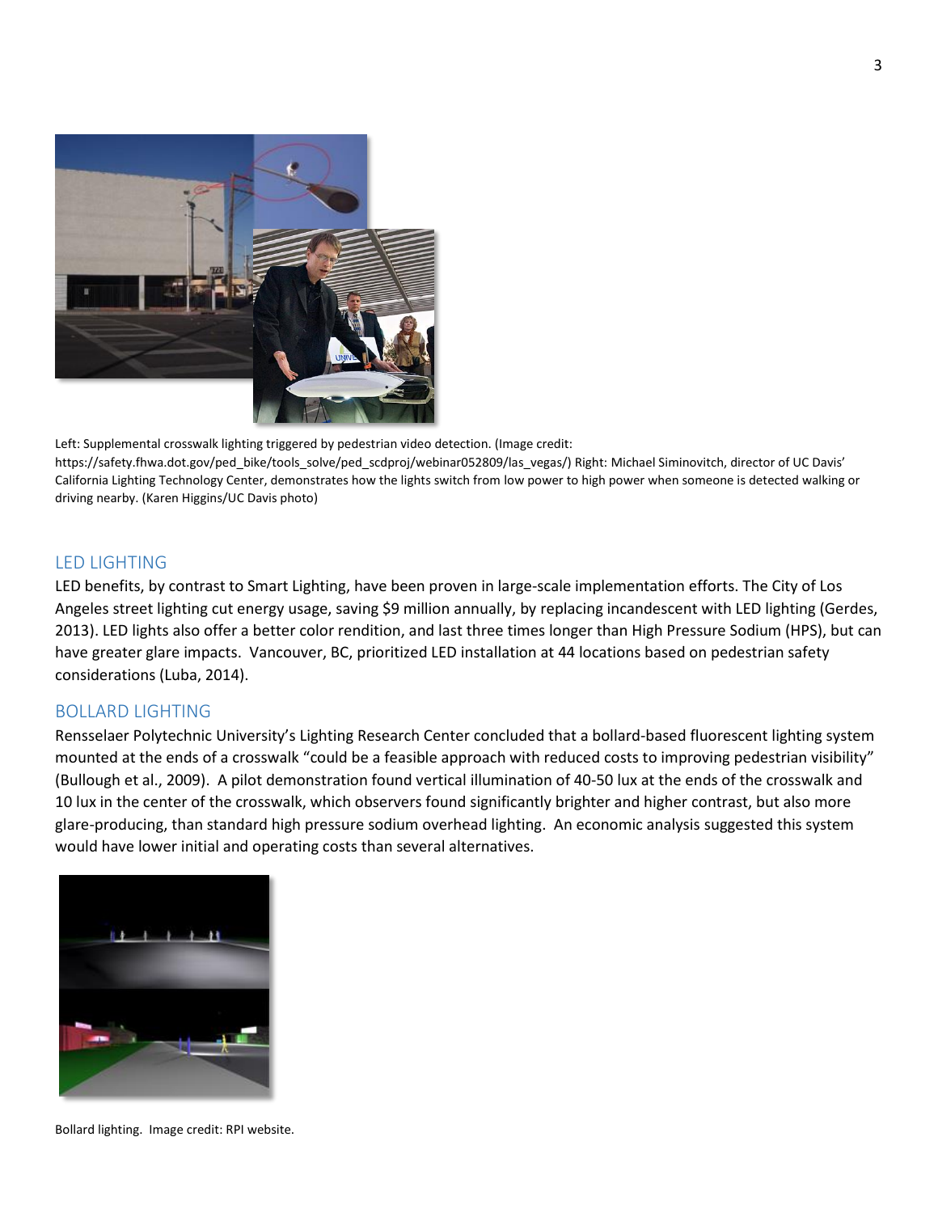Left: Supplemental crosswalk lighting triggered by pedestrian video detection. (Image credit: https://safety.fhwa.dot.gov/ped_bike/tools_solve/ped_scdproj/webinar052809/las_vegas/) Right: Michael Siminovitch, director of UC Davis' California Lighting Technology Center, demonstrates how the lights switch from low power to high power when someone is detected walking or driving nearby. (Karen Higgins/UC Davis photo)

## LED LIGHTING

LED benefits, by contrast to Smart Lighting, have been proven in large-scale implementation efforts. The City of Los Angeles street lighting cut energy usage, saving $9 million annually, by replacing incandescent with LED lighting (Gerdes, 2013). LED lights also offer a better color rendition, and last three times longer than High Pressure Sodium (HPS), but can have greater glare impacts. Vancouver, BC, prioritized LED installation at 44 locations based on pedestrian safety considerations (Luba, 2014).

## BOLLARD LIGHTING

Rensselaer Polytechnic University's Lighting Research Center concluded that a bollard-based fluorescent lighting system mounted at the ends of a crosswalk "could be a feasible approach with reduced costs to improving pedestrian visibility" (Bullough et al., 2009). A pilot demonstration found vertical illumination of 40-50 lux at the ends of the crosswalk and 10 lux in the center of the crosswalk, which observers found significantly brighter and higher contrast, but also more glare-producing, than standard high pressure sodium overhead lighting. An economic analysis suggested this system would have lower initial and operating costs than several alternatives.

Bollard lighting. Image credit: RPI website.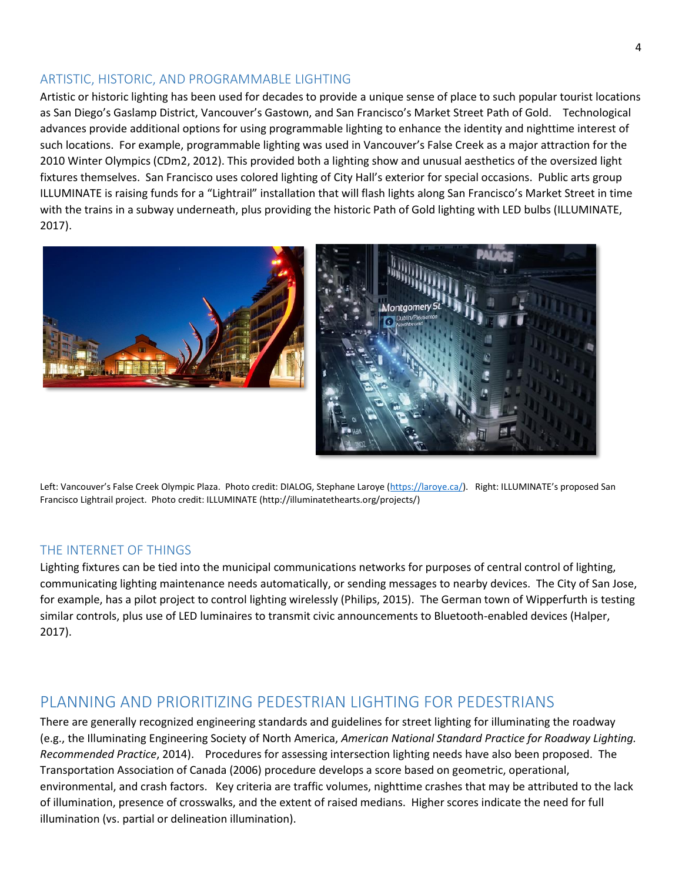## ARTISTIC, HISTORIC, AND PROGRAMMABLE LIGHTING

Artistic or historic lighting has been used for decades to provide a unique sense of place to such popular tourist locations as San Diego's Gaslamp District, Vancouver's Gastown, and San Francisco's Market Street Path of Gold. Technological advances provide additional options for using programmable lighting to enhance the identity and nighttime interest of such locations. For example, programmable lighting was used in Vancouver's False Creek as a major attraction for the 2010 Winter Olympics (CDm2, 2012). This provided both a lighting show and unusual aesthetics of the oversized light fixtures themselves. San Francisco uses colored lighting of City Hall's exterior for special occasions. Public arts group ILLUMINATE is raising funds for a "Lightrail" installation that will flash lights along San Francisco's Market Street in time with the trains in a subway underneath, plus providing the historic Path of Gold lighting with LED bulbs (ILLUMINATE, 2017).

Left: Vancouver's False Creek Olympic Plaza. Photo credit: DIALOG, Stephane Laroye (https://laroye.ca/). Right: ILLUMINATE's proposed San Francisco Lightrail project. Photo credit: ILLUMINATE (http://illuminatethearts.org/projects/)

## THE INTERNET OF THINGS

Lighting fixtures can be tied into the municipal communications networks for purposes of central control of lighting, communicating lighting maintenance needs automatically, or sending messages to nearby devices. The City of San Jose, for example, has a pilot project to control lighting wirelessly (Philips, 2015). The German town of Wipperfurth is testing similar controls, plus use of LED luminaires to transmit civic announcements to Bluetooth-enabled devices (Halper, 2017).

# PLANNING AND PRIORITIZING PEDESTRIAN LIGHTING FOR PEDESTRIANS

There are generally recognized engineering standards and guidelines for street lighting for illuminating the roadway (e.g., the Illuminating Engineering Society of North America, *American National Standard Practice for Roadway Lighting. Recommended Practice*, 2014). Procedures for assessing intersection lighting needs have also been proposed. The Transportation Association of Canada (2006) procedure develops a score based on geometric, operational, environmental, and crash factors. Key criteria are traffic volumes, nighttime crashes that may be attributed to the lack of illumination, presence of crosswalks, and the extent of raised medians. Higher scores indicate the need for full illumination (vs. partial or delineation illumination).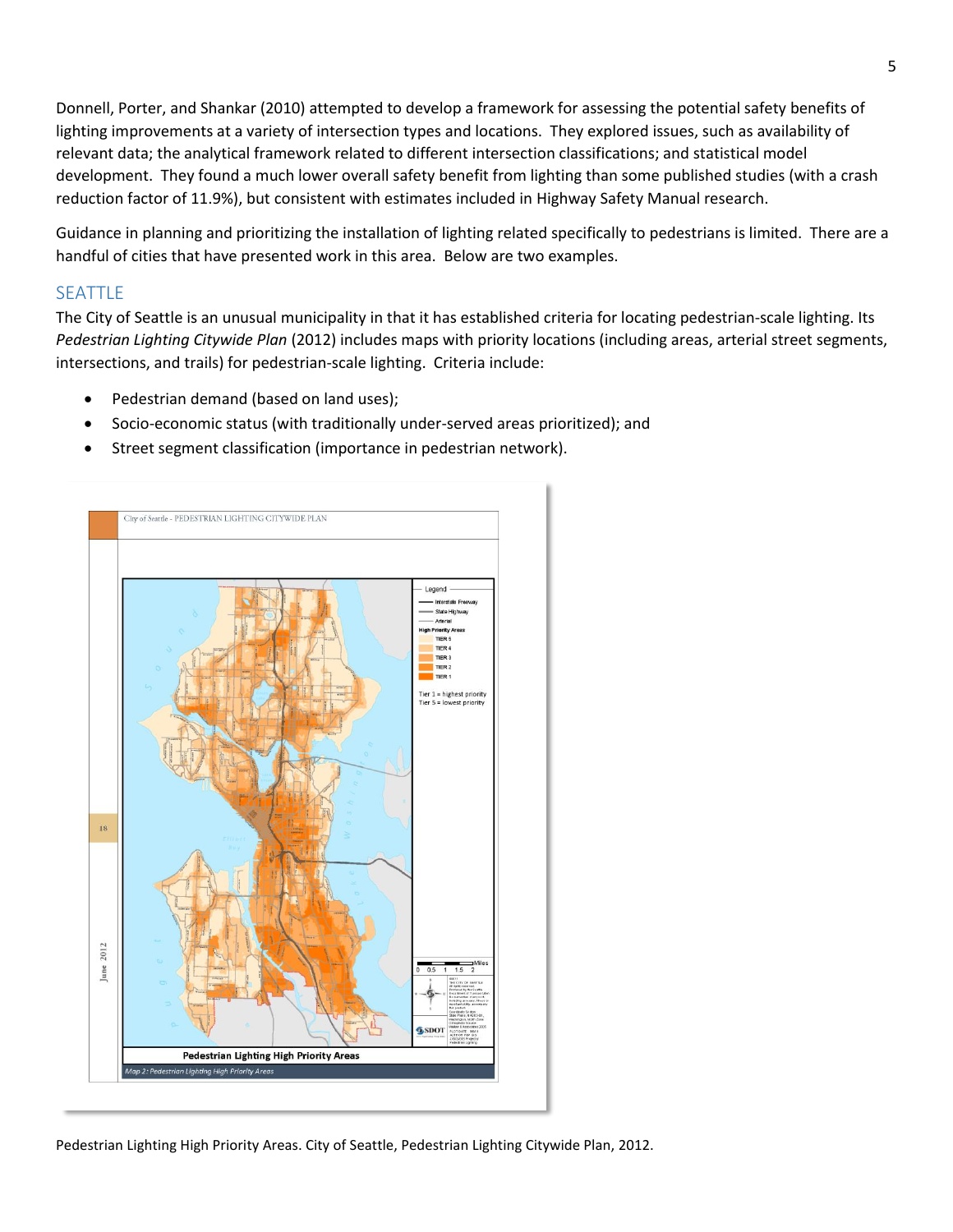Donnell, Porter, and Shankar (2010) attempted to develop a framework for assessing the potential safety benefits of lighting improvements at a variety of intersection types and locations. They explored issues, such as availability of relevant data; the analytical framework related to different intersection classifications; and statistical model development. They found a much lower overall safety benefit from lighting than some published studies (with a crash reduction factor of 11.9%), but consistent with estimates included in Highway Safety Manual research.

Guidance in planning and prioritizing the installation of lighting related specifically to pedestrians is limited. There are a handful of cities that have presented work in this area. Below are two examples.

## SEATTLE

The City of Seattle is an unusual municipality in that it has established criteria for locating pedestrian-scale lighting. Its *Pedestrian Lighting Citywide Plan* (2012) includes maps with priority locations (including areas, arterial street segments, intersections, and trails) for pedestrian-scale lighting. Criteria include:

- Pedestrian demand (based on land uses);
- Socio-economic status (with traditionally under-served areas prioritized); and
- Street segment classification (importance in pedestrian network).

Pedestrian Lighting High Priority Areas. City of Seattle, Pedestrian Lighting Citywide Plan, 2012.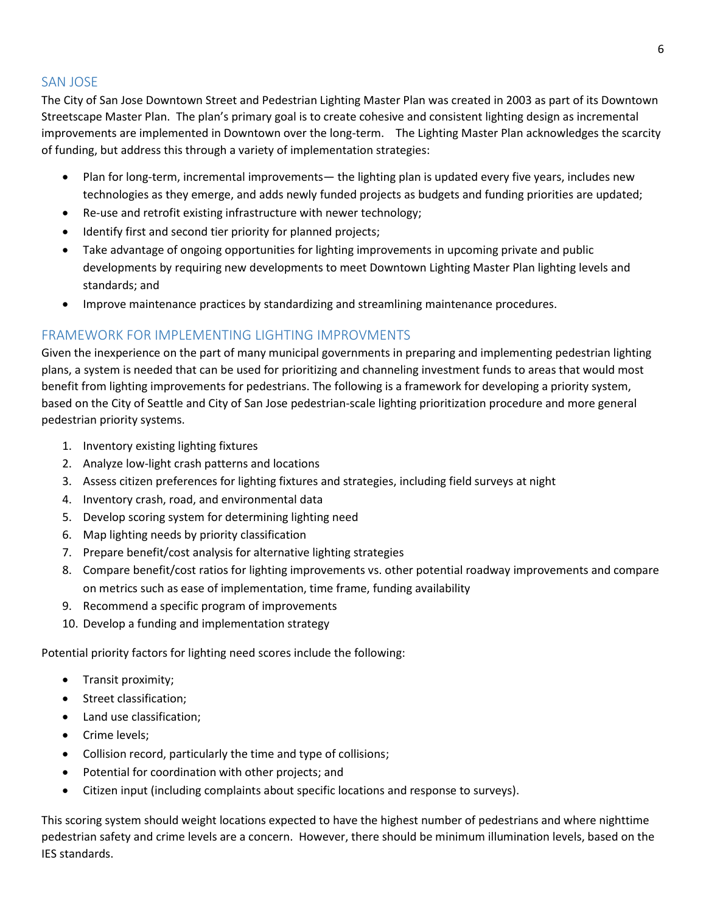## SAN JOSE

The City of San Jose Downtown Street and Pedestrian Lighting Master Plan was created in 2003 as part of its Downtown Streetscape Master Plan. The plan's primary goal is to create cohesive and consistent lighting design as incremental improvements are implemented in Downtown over the long-term. The Lighting Master Plan acknowledges the scarcity of funding, but address this through a variety of implementation strategies:

- Plan for long-term, incremental improvements— the lighting plan is updated every five years, includes new technologies as they emerge, and adds newly funded projects as budgets and funding priorities are updated;
- Re-use and retrofit existing infrastructure with newer technology;
- Identify first and second tier priority for planned projects;
- Take advantage of ongoing opportunities for lighting improvements in upcoming private and public developments by requiring new developments to meet Downtown Lighting Master Plan lighting levels and standards; and
- Improve maintenance practices by standardizing and streamlining maintenance procedures.

## FRAMEWORK FOR IMPLEMENTING LIGHTING IMPROVMENTS

Given the inexperience on the part of many municipal governments in preparing and implementing pedestrian lighting plans, a system is needed that can be used for prioritizing and channeling investment funds to areas that would most benefit from lighting improvements for pedestrians. The following is a framework for developing a priority system, based on the City of Seattle and City of San Jose pedestrian-scale lighting prioritization procedure and more general pedestrian priority systems.

1. Inventory existing lighting fixtures
2. Analyze low-light crash patterns and locations
3. Assess citizen preferences for lighting fixtures and strategies, including field surveys at night
4. Inventory crash, road, and environmental data
5. Develop scoring system for determining lighting need
6. Map lighting needs by priority classification
7. Prepare benefit/cost analysis for alternative lighting strategies
8. Compare benefit/cost ratios for lighting improvements vs. other potential roadway improvements and compare on metrics such as ease of implementation, time frame, funding availability
9. Recommend a specific program of improvements
10. Develop a funding and implementation strategy

Potential priority factors for lighting need scores include the following:

- Transit proximity;
- Street classification;
- Land use classification;
- Crime levels;
- Collision record, particularly the time and type of collisions;
- Potential for coordination with other projects; and
- Citizen input (including complaints about specific locations and response to surveys).

This scoring system should weight locations expected to have the highest number of pedestrians and where nighttime pedestrian safety and crime levels are a concern. However, there should be minimum illumination levels, based on the IES standards.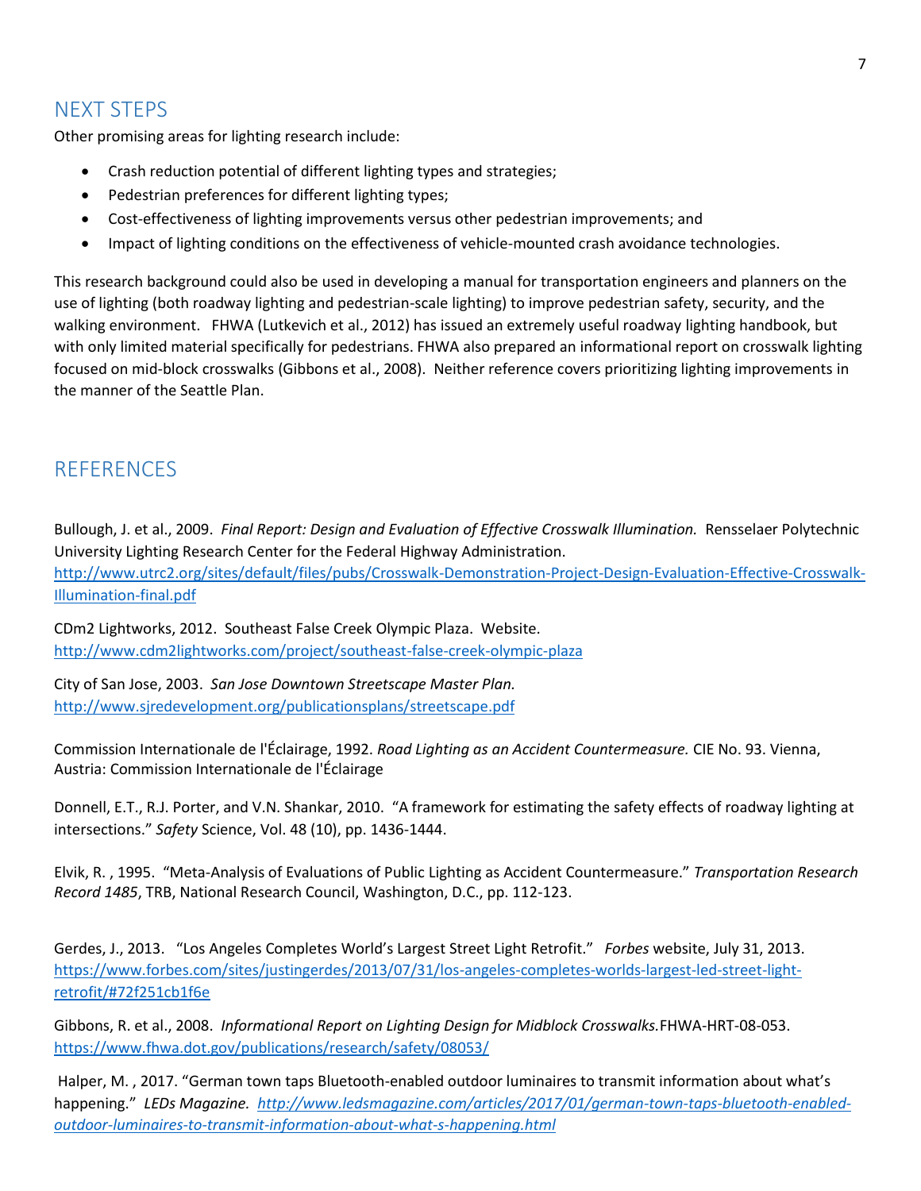## NEXT STEPS

Other promising areas for lighting research include:

- Crash reduction potential of different lighting types and strategies;
- Pedestrian preferences for different lighting types;
- Cost-effectiveness of lighting improvements versus other pedestrian improvements; and
- Impact of lighting conditions on the effectiveness of vehicle-mounted crash avoidance technologies.

This research background could also be used in developing a manual for transportation engineers and planners on the use of lighting (both roadway lighting and pedestrian-scale lighting) to improve pedestrian safety, security, and the walking environment. FHWA (Lutkevich et al., 2012) has issued an extremely useful roadway lighting handbook, but with only limited material specifically for pedestrians. FHWA also prepared an informational report on crosswalk lighting focused on mid-block crosswalks (Gibbons et al., 2008). Neither reference covers prioritizing lighting improvements in the manner of the Seattle Plan.

## REFERENCES

Bullough, J. et al., 2009. *Final Report: Design and Evaluation of Effective Crosswalk Illumination.* Rensselaer Polytechnic University Lighting Research Center for the Federal Highway Administration. http://www.utrc2.org/sites/default/files/pubs/Crosswalk-Demonstration-Project-Design-Evaluation-Effective-Crosswalk-Illumination-final.pdf

CDm2 Lightworks, 2012. Southeast False Creek Olympic Plaza. Website. http://www.cdm2lightworks.com/project/southeast-false-creek-olympic-plaza

City of San Jose, 2003. *San Jose Downtown Streetscape Master Plan.* http://www.sjredevelopment.org/publicationsplans/streetscape.pdf

Commission Internationale de l'Éclairage, 1992. *Road Lighting as an Accident Countermeasure.* CIE No. 93. Vienna, Austria: Commission Internationale de l'Éclairage

Donnell, E.T., R.J. Porter, and V.N. Shankar, 2010. "A framework for estimating the safety effects of roadway lighting at intersections." *Safety* Science, Vol. 48 (10), pp. 1436-1444.

Elvik, R. , 1995. "Meta-Analysis of Evaluations of Public Lighting as Accident Countermeasure." *Transportation Research Record 1485*, TRB, National Research Council, Washington, D.C., pp. 112-123.

Gerdes, J., 2013. "Los Angeles Completes World's Largest Street Light Retrofit." *Forbes* website, July 31, 2013. https://www.forbes.com/sites/justingerdes/2013/07/31/los-angeles-completes-worlds-largest-led-street-light-retrofit/#72f251cb1f6e

Gibbons, R. et al., 2008. *Informational Report on Lighting Design for Midblock Crosswalks.* FHWA-HRT-08-053. https://www.fhwa.dot.gov/publications/research/safety/08053/

Halper, M. , 2017. "German town taps Bluetooth-enabled outdoor luminaires to transmit information about what's happening." *LEDs Magazine.* *http://www.ledsmagazine.com/articles/2017/01/german-town-taps-bluetooth-enabled-outdoor-luminaires-to-transmit-information-about-what-s-happening.html*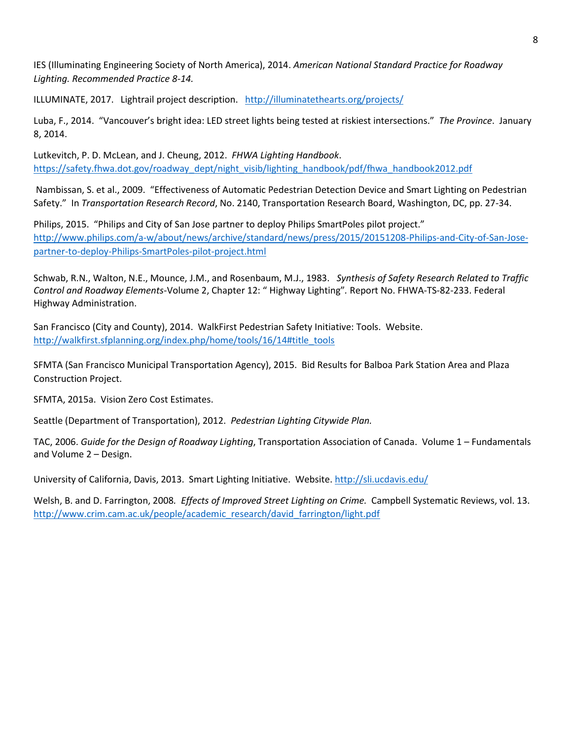IES (Illuminating Engineering Society of North America), 2014. *American National Standard Practice for Roadway Lighting. Recommended Practice 8-14.*

ILLUMINATE, 2017. Lightrail project description. http://illuminatethearts.org/projects/

Luba, F., 2014. "Vancouver's bright idea: LED street lights being tested at riskiest intersections." *The Province*. January 8, 2014.

Lutkevitch, P. D. McLean, and J. Cheung, 2012. *FHWA Lighting Handbook*. https://safety.fhwa.dot.gov/roadway_dept/night_visib/lighting_handbook/pdf/fhwa_handbook2012.pdf

Nambissan, S. et al., 2009. "Effectiveness of Automatic Pedestrian Detection Device and Smart Lighting on Pedestrian Safety." In *Transportation Research Record*, No. 2140, Transportation Research Board, Washington, DC, pp. 27-34.

Philips, 2015. "Philips and City of San Jose partner to deploy Philips SmartPoles pilot project." http://www.philips.com/a-w/about/news/archive/standard/news/press/2015/20151208-Philips-and-City-of-San-Jose-partner-to-deploy-Philips-SmartPoles-pilot-project.html

Schwab, R.N., Walton, N.E., Mounce, J.M., and Rosenbaum, M.J., 1983. *Synthesis of Safety Research Related to Traffic Control and Roadway Elements*-Volume 2, Chapter 12: " Highway Lighting". Report No. FHWA-TS-82-233. Federal Highway Administration.

San Francisco (City and County), 2014. WalkFirst Pedestrian Safety Initiative: Tools. Website. http://walkfirst.sfplanning.org/index.php/home/tools/16/14#title_tools

SFMTA (San Francisco Municipal Transportation Agency), 2015. Bid Results for Balboa Park Station Area and Plaza Construction Project.

SFMTA, 2015a. Vision Zero Cost Estimates.

Seattle (Department of Transportation), 2012. *Pedestrian Lighting Citywide Plan.*

TAC, 2006. *Guide for the Design of Roadway Lighting*, Transportation Association of Canada. Volume 1 – Fundamentals and Volume 2 – Design.

University of California, Davis, 2013. Smart Lighting Initiative. Website. http://sli.ucdavis.edu/

Welsh, B. and D. Farrington, 2008. *Effects of Improved Street Lighting on Crime.* Campbell Systematic Reviews, vol. 13. http://www.crim.cam.ac.uk/people/academic_research/david_farrington/light.pdf